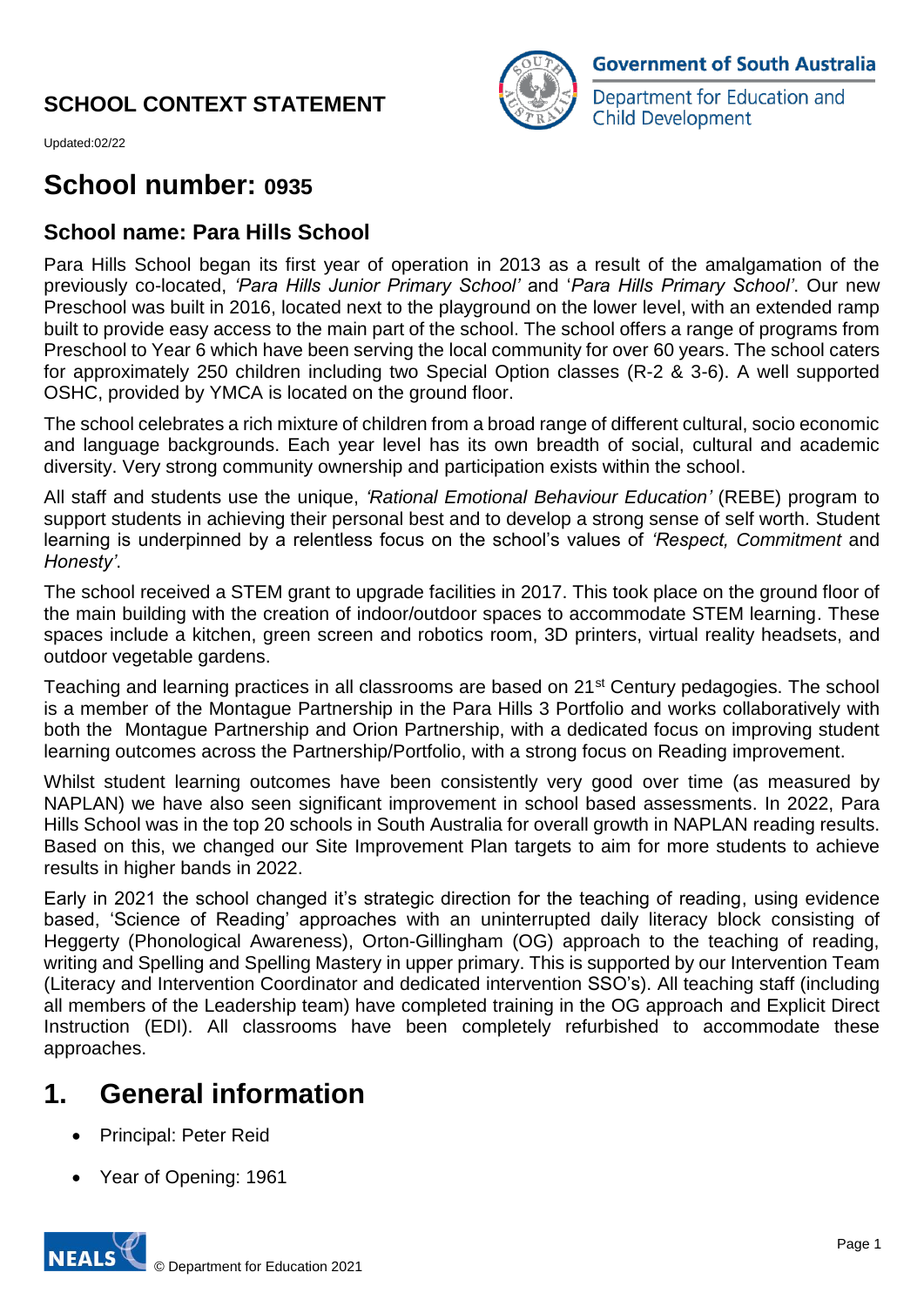# SCHOOL CONTEXT STATEMENT

Updated:02/22

Government of South Australia
Department for Education and Child Development

# School number: 0935

## School name: Para Hills School

Para Hills School began its first year of operation in 2013 as a result of the amalgamation of the previously co-located, *'Para Hills Junior Primary School'* and '*Para Hills Primary School'*. Our new Preschool was built in 2016, located next to the playground on the lower level, with an extended ramp built to provide easy access to the main part of the school. The school offers a range of programs from Preschool to Year 6 which have been serving the local community for over 60 years. The school caters for approximately 250 children including two Special Option classes (R-2 & 3-6). A well supported OSHC, provided by YMCA is located on the ground floor.

The school celebrates a rich mixture of children from a broad range of different cultural, socio economic and language backgrounds. Each year level has its own breadth of social, cultural and academic diversity. Very strong community ownership and participation exists within the school.

All staff and students use the unique, *'Rational Emotional Behaviour Education'* (REBE) program to support students in achieving their personal best and to develop a strong sense of self worth. Student learning is underpinned by a relentless focus on the school's values of *'Respect, Commitment* and *Honesty'*.

The school received a STEM grant to upgrade facilities in 2017. This took place on the ground floor of the main building with the creation of indoor/outdoor spaces to accommodate STEM learning. These spaces include a kitchen, green screen and robotics room, 3D printers, virtual reality headsets, and outdoor vegetable gardens.

Teaching and learning practices in all classrooms are based on 21st Century pedagogies. The school is a member of the Montague Partnership in the Para Hills 3 Portfolio and works collaboratively with both the Montague Partnership and Orion Partnership, with a dedicated focus on improving student learning outcomes across the Partnership/Portfolio, with a strong focus on Reading improvement.

Whilst student learning outcomes have been consistently very good over time (as measured by NAPLAN) we have also seen significant improvement in school based assessments. In 2022, Para Hills School was in the top 20 schools in South Australia for overall growth in NAPLAN reading results. Based on this, we changed our Site Improvement Plan targets to aim for more students to achieve results in higher bands in 2022.

Early in 2021 the school changed it's strategic direction for the teaching of reading, using evidence based, 'Science of Reading' approaches with an uninterrupted daily literacy block consisting of Heggerty (Phonological Awareness), Orton-Gillingham (OG) approach to the teaching of reading, writing and Spelling and Spelling Mastery in upper primary. This is supported by our Intervention Team (Literacy and Intervention Coordinator and dedicated intervention SSO's). All teaching staff (including all members of the Leadership team) have completed training in the OG approach and Explicit Direct Instruction (EDI). All classrooms have been completely refurbished to accommodate these approaches.

# 1. General information

- Principal: Peter Reid
- Year of Opening: 1961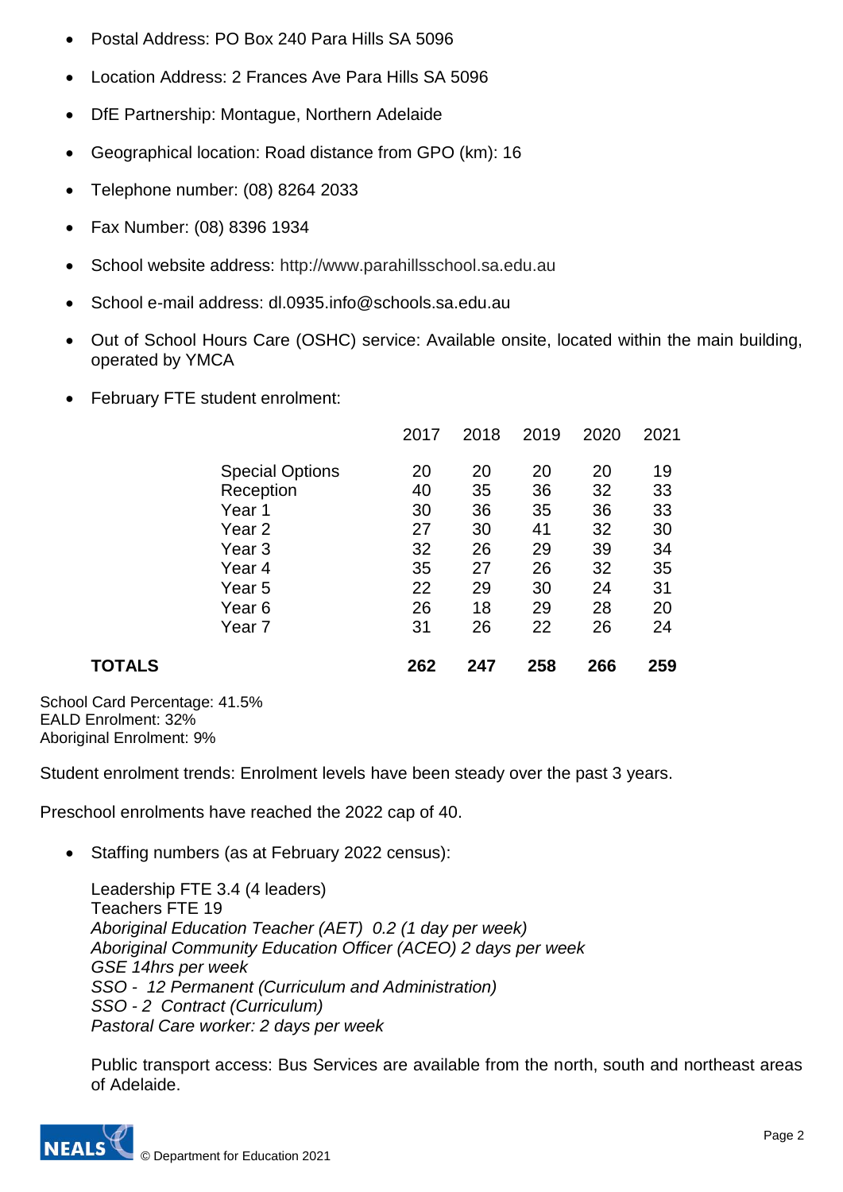- Postal Address: PO Box 240 Para Hills SA 5096
- Location Address: 2 Frances Ave Para Hills SA 5096
- DfE Partnership: Montague, Northern Adelaide
- Geographical location: Road distance from GPO (km): 16
- Telephone number: (08) 8264 2033
- Fax Number: (08) 8396 1934
- School website address: http://www.parahillsschool.sa.edu.au
- School e-mail address: dl.0935.info@schools.sa.edu.au
- Out of School Hours Care (OSHC) service: Available onsite, located within the main building, operated by YMCA
- February FTE student enrolment:

| | 2017 | 2018 | 2019 | 2020 | 2021 |
|---|---|---|---|---|---|
| Special Options | 20 | 20 | 20 | 20 | 19 |
| Reception | 40 | 35 | 36 | 32 | 33 |
| Year 1 | 30 | 36 | 35 | 36 | 33 |
| Year 2 | 27 | 30 | 41 | 32 | 30 |
| Year 3 | 32 | 26 | 29 | 39 | 34 |
| Year 4 | 35 | 27 | 26 | 32 | 35 |
| Year 5 | 22 | 29 | 30 | 24 | 31 |
| Year 6 | 26 | 18 | 29 | 28 | 20 |
| Year 7 | 31 | 26 | 22 | 26 | 24 |
| **TOTALS** | **262** | **247** | **258** | **266** | **259** |

School Card Percentage: 41.5%
EALD Enrolment: 32%
Aboriginal Enrolment: 9%

Student enrolment trends: Enrolment levels have been steady over the past 3 years.

Preschool enrolments have reached the 2022 cap of 40.

- Staffing numbers (as at February 2022 census):

  Leadership FTE 3.4 (4 leaders)
  Teachers FTE 19
  *Aboriginal Education Teacher (AET) 0.2 (1 day per week)*
  *Aboriginal Community Education Officer (ACEO) 2 days per week*
  *GSE 14hrs per week*
  *SSO - 12 Permanent (Curriculum and Administration)*
  *SSO - 2 Contract (Curriculum)*
  *Pastoral Care worker: 2 days per week*

  Public transport access: Bus Services are available from the north, south and northeast areas of Adelaide.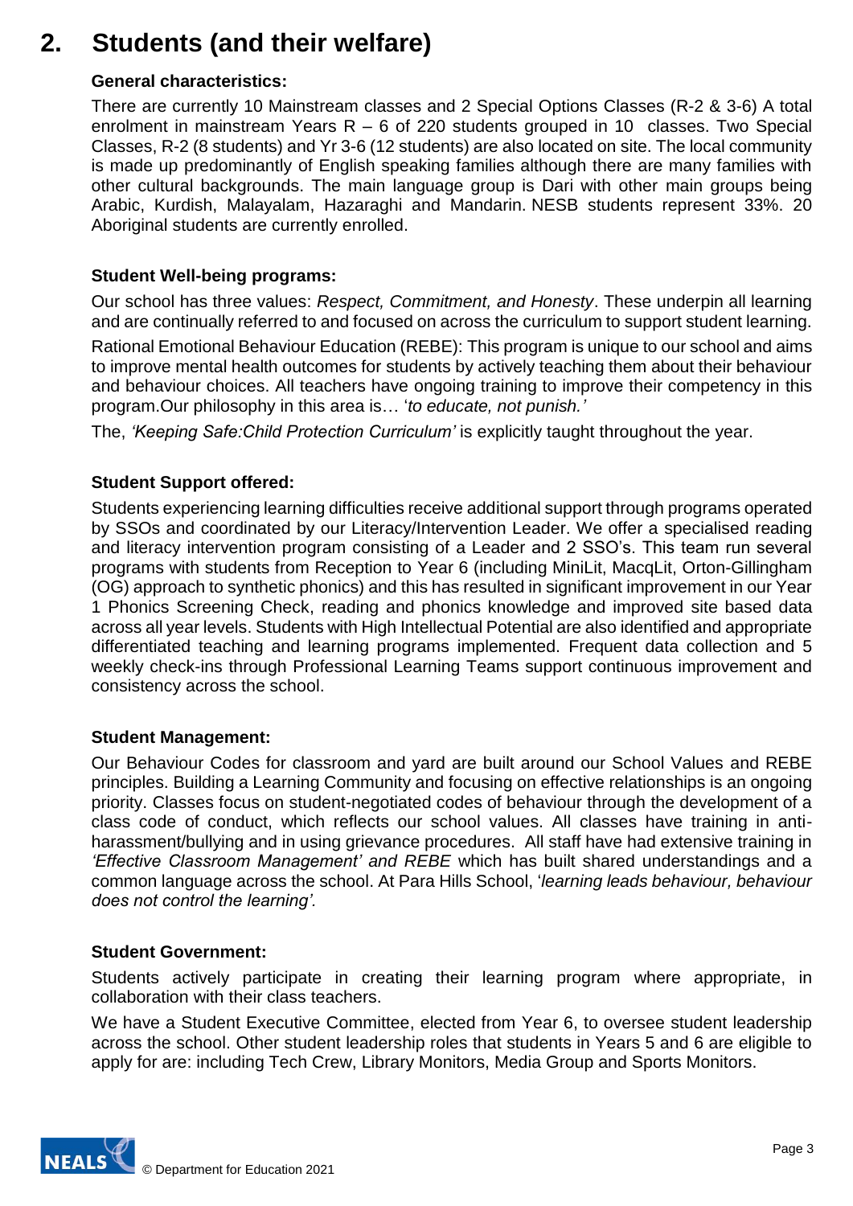# 2. Students (and their welfare)

### General characteristics:

There are currently 10 Mainstream classes and 2 Special Options Classes (R-2 & 3-6) A total enrolment in mainstream Years R – 6 of 220 students grouped in 10 classes. Two Special Classes, R-2 (8 students) and Yr 3-6 (12 students) are also located on site. The local community is made up predominantly of English speaking families although there are many families with other cultural backgrounds. The main language group is Dari with other main groups being Arabic, Kurdish, Malayalam, Hazaraghi and Mandarin. NESB students represent 33%. 20 Aboriginal students are currently enrolled.

### Student Well-being programs:

Our school has three values: *Respect, Commitment, and Honesty*. These underpin all learning and are continually referred to and focused on across the curriculum to support student learning.

Rational Emotional Behaviour Education (REBE): This program is unique to our school and aims to improve mental health outcomes for students by actively teaching them about their behaviour and behaviour choices. All teachers have ongoing training to improve their competency in this program.Our philosophy in this area is… '*to educate, not punish.'*

The, *'Keeping Safe:Child Protection Curriculum'* is explicitly taught throughout the year.

### Student Support offered:

Students experiencing learning difficulties receive additional support through programs operated by SSOs and coordinated by our Literacy/Intervention Leader. We offer a specialised reading and literacy intervention program consisting of a Leader and 2 SSO's. This team run several programs with students from Reception to Year 6 (including MiniLit, MacqLit, Orton-Gillingham (OG) approach to synthetic phonics) and this has resulted in significant improvement in our Year 1 Phonics Screening Check, reading and phonics knowledge and improved site based data across all year levels. Students with High Intellectual Potential are also identified and appropriate differentiated teaching and learning programs implemented. Frequent data collection and 5 weekly check-ins through Professional Learning Teams support continuous improvement and consistency across the school.

### Student Management:

Our Behaviour Codes for classroom and yard are built around our School Values and REBE principles. Building a Learning Community and focusing on effective relationships is an ongoing priority. Classes focus on student-negotiated codes of behaviour through the development of a class code of conduct, which reflects our school values. All classes have training in anti-harassment/bullying and in using grievance procedures. All staff have had extensive training in *'Effective Classroom Management' and REBE* which has built shared understandings and a common language across the school. At Para Hills School, '*learning leads behaviour, behaviour does not control the learning'.*

### Student Government:

Students actively participate in creating their learning program where appropriate, in collaboration with their class teachers.

We have a Student Executive Committee, elected from Year 6, to oversee student leadership across the school. Other student leadership roles that students in Years 5 and 6 are eligible to apply for are: including Tech Crew, Library Monitors, Media Group and Sports Monitors.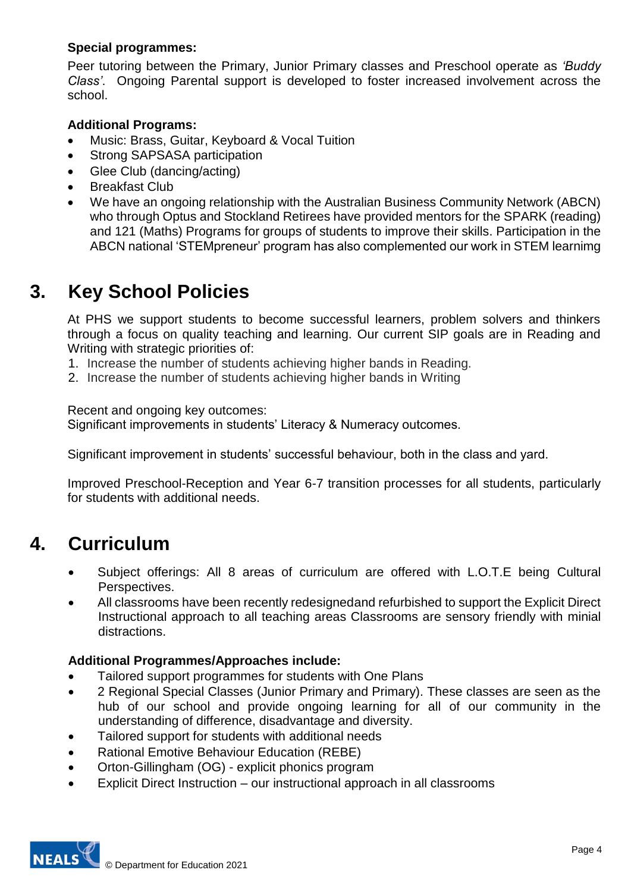**Special programmes:**

Peer tutoring between the Primary, Junior Primary classes and Preschool operate as *'Buddy Class'*. Ongoing Parental support is developed to foster increased involvement across the school.

**Additional Programs:**

- Music: Brass, Guitar, Keyboard & Vocal Tuition
- Strong SAPSASA participation
- Glee Club (dancing/acting)
- Breakfast Club
- We have an ongoing relationship with the Australian Business Community Network (ABCN) who through Optus and Stockland Retirees have provided mentors for the SPARK (reading) and 121 (Maths) Programs for groups of students to improve their skills. Participation in the ABCN national 'STEMpreneur' program has also complemented our work in STEM learnimg

# 3. Key School Policies

At PHS we support students to become successful learners, problem solvers and thinkers through a focus on quality teaching and learning. Our current SIP goals are in Reading and Writing with strategic priorities of:

1. Increase the number of students achieving higher bands in Reading.
2. Increase the number of students achieving higher bands in Writing

Recent and ongoing key outcomes:
Significant improvements in students' Literacy & Numeracy outcomes.

Significant improvement in students' successful behaviour, both in the class and yard.

Improved Preschool-Reception and Year 6-7 transition processes for all students, particularly for students with additional needs.

# 4. Curriculum

- Subject offerings: All 8 areas of curriculum are offered with L.O.T.E being Cultural Perspectives.
- All classrooms have been recently redesignedand refurbished to support the Explicit Direct Instructional approach to all teaching areas Classrooms are sensory friendly with minial distractions.

**Additional Programmes/Approaches include:**

- Tailored support programmes for students with One Plans
- 2 Regional Special Classes (Junior Primary and Primary). These classes are seen as the hub of our school and provide ongoing learning for all of our community in the understanding of difference, disadvantage and diversity.
- Tailored support for students with additional needs
- Rational Emotive Behaviour Education (REBE)
- Orton-Gillingham (OG) - explicit phonics program
- Explicit Direct Instruction – our instructional approach in all classrooms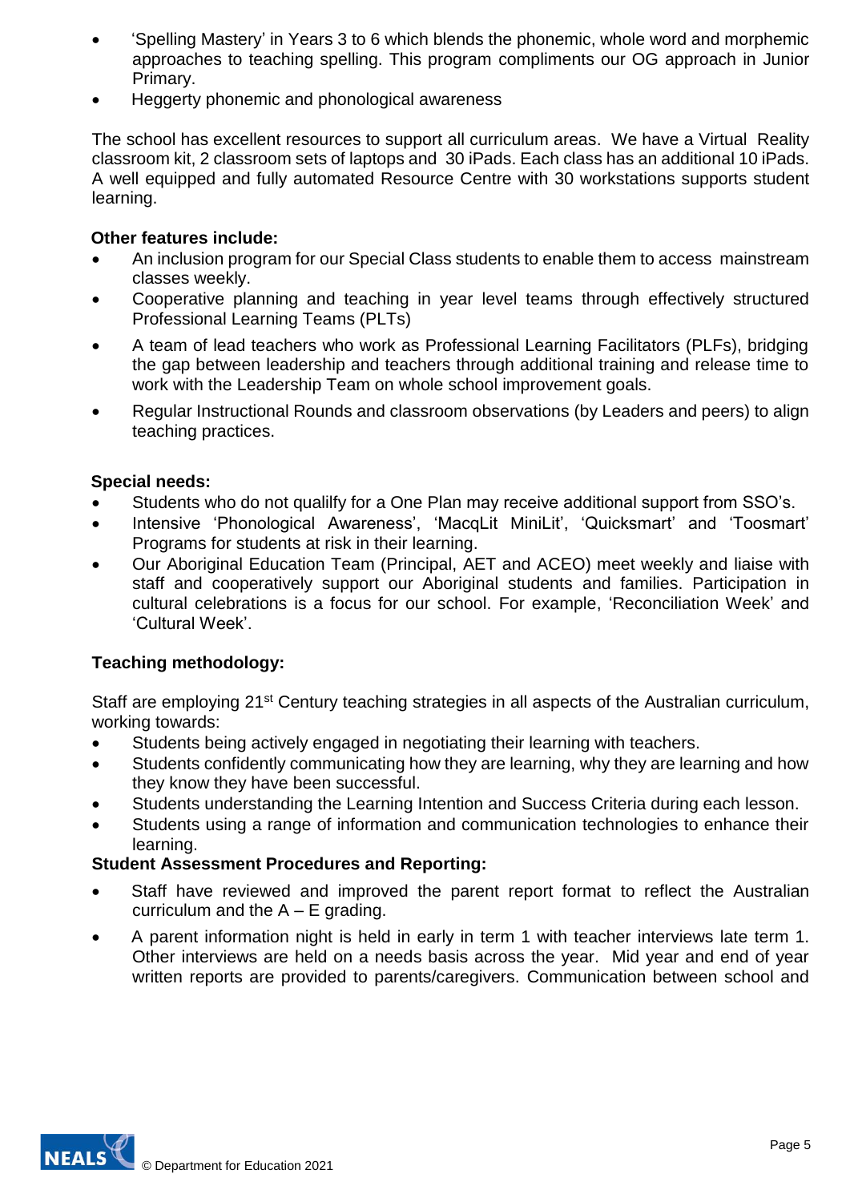- 'Spelling Mastery' in Years 3 to 6 which blends the phonemic, whole word and morphemic approaches to teaching spelling. This program compliments our OG approach in Junior Primary.
- Heggerty phonemic and phonological awareness

The school has excellent resources to support all curriculum areas. We have a Virtual Reality classroom kit, 2 classroom sets of laptops and 30 iPads. Each class has an additional 10 iPads. A well equipped and fully automated Resource Centre with 30 workstations supports student learning.

**Other features include:**

- An inclusion program for our Special Class students to enable them to access mainstream classes weekly.
- Cooperative planning and teaching in year level teams through effectively structured Professional Learning Teams (PLTs)
- A team of lead teachers who work as Professional Learning Facilitators (PLFs), bridging the gap between leadership and teachers through additional training and release time to work with the Leadership Team on whole school improvement goals.
- Regular Instructional Rounds and classroom observations (by Leaders and peers) to align teaching practices.

**Special needs:**

- Students who do not qualilfy for a One Plan may receive additional support from SSO's.
- Intensive 'Phonological Awareness', 'MacqLit MiniLit', 'Quicksmart' and 'Toosmart' Programs for students at risk in their learning.
- Our Aboriginal Education Team (Principal, AET and ACEO) meet weekly and liaise with staff and cooperatively support our Aboriginal students and families. Participation in cultural celebrations is a focus for our school. For example, 'Reconciliation Week' and 'Cultural Week'.

**Teaching methodology:**

Staff are employing 21st Century teaching strategies in all aspects of the Australian curriculum, working towards:

- Students being actively engaged in negotiating their learning with teachers.
- Students confidently communicating how they are learning, why they are learning and how they know they have been successful.
- Students understanding the Learning Intention and Success Criteria during each lesson.
- Students using a range of information and communication technologies to enhance their learning.

**Student Assessment Procedures and Reporting:**

- Staff have reviewed and improved the parent report format to reflect the Australian curriculum and the A – E grading.
- A parent information night is held in early in term 1 with teacher interviews late term 1. Other interviews are held on a needs basis across the year. Mid year and end of year written reports are provided to parents/caregivers. Communication between school and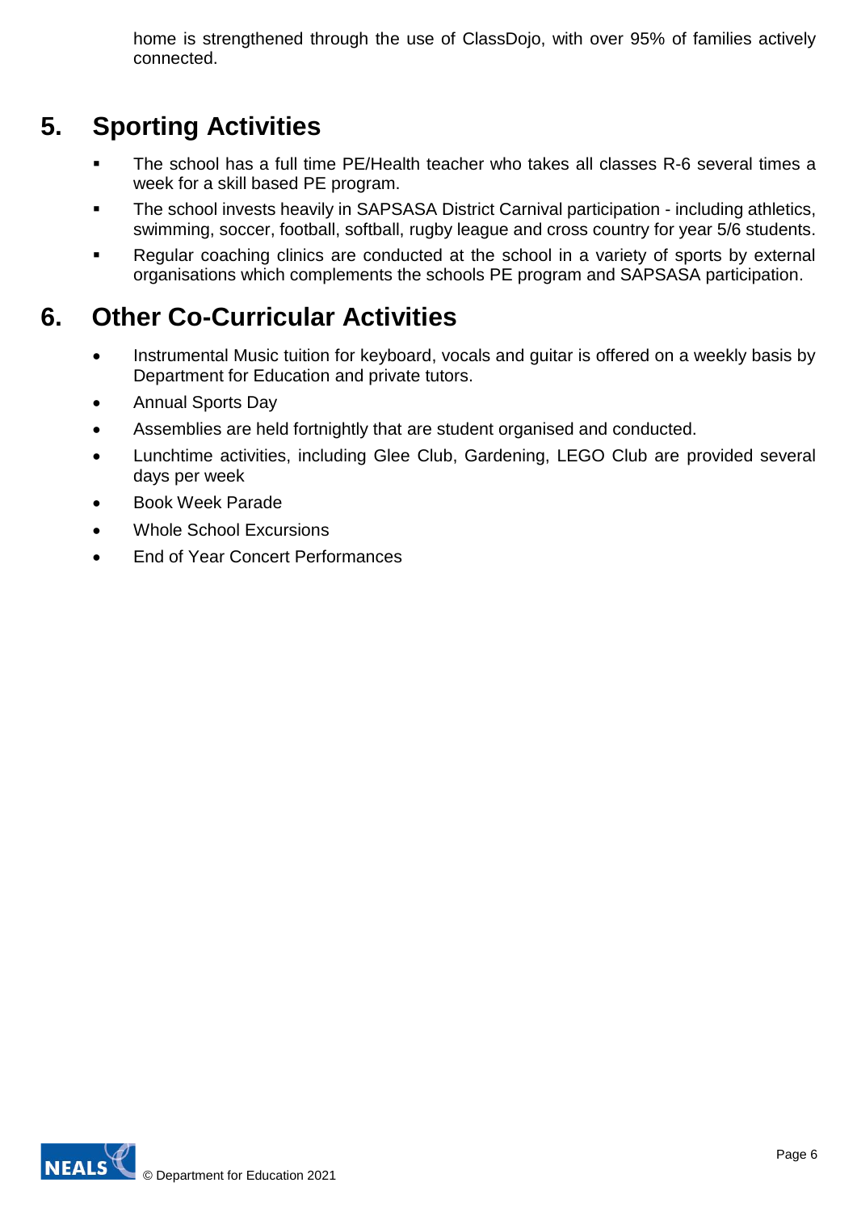home is strengthened through the use of ClassDojo, with over 95% of families actively connected.

## 5. Sporting Activities

- The school has a full time PE/Health teacher who takes all classes R-6 several times a week for a skill based PE program.
- The school invests heavily in SAPSASA District Carnival participation - including athletics, swimming, soccer, football, softball, rugby league and cross country for year 5/6 students.
- Regular coaching clinics are conducted at the school in a variety of sports by external organisations which complements the schools PE program and SAPSASA participation.

## 6. Other Co-Curricular Activities

- Instrumental Music tuition for keyboard, vocals and guitar is offered on a weekly basis by Department for Education and private tutors.
- Annual Sports Day
- Assemblies are held fortnightly that are student organised and conducted.
- Lunchtime activities, including Glee Club, Gardening, LEGO Club are provided several days per week
- Book Week Parade
- Whole School Excursions
- End of Year Concert Performances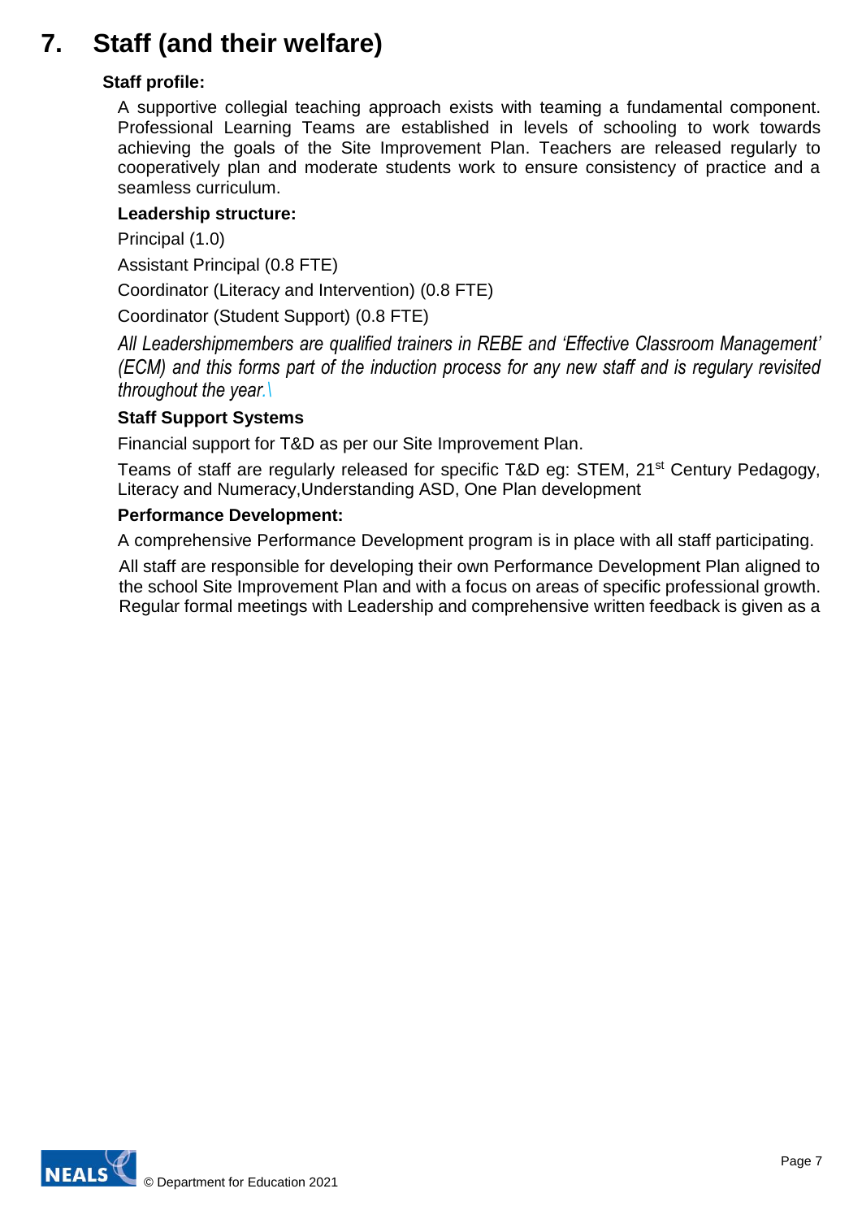# 7. Staff (and their welfare)

**Staff profile:**

A supportive collegial teaching approach exists with teaming a fundamental component. Professional Learning Teams are established in levels of schooling to work towards achieving the goals of the Site Improvement Plan. Teachers are released regularly to cooperatively plan and moderate students work to ensure consistency of practice and a seamless curriculum.

**Leadership structure:**

Principal (1.0)

Assistant Principal (0.8 FTE)

Coordinator (Literacy and Intervention) (0.8 FTE)

Coordinator (Student Support) (0.8 FTE)

*All Leadershipmembers are qualified trainers in REBE and 'Effective Classroom Management' (ECM) and this forms part of the induction process for any new staff and is regulary revisited throughout the year.\*

**Staff Support Systems**

Financial support for T&D as per our Site Improvement Plan.

Teams of staff are regularly released for specific T&D eg: STEM, 21st Century Pedagogy, Literacy and Numeracy,Understanding ASD, One Plan development

**Performance Development:**

A comprehensive Performance Development program is in place with all staff participating.

All staff are responsible for developing their own Performance Development Plan aligned to the school Site Improvement Plan and with a focus on areas of specific professional growth. Regular formal meetings with Leadership and comprehensive written feedback is given as a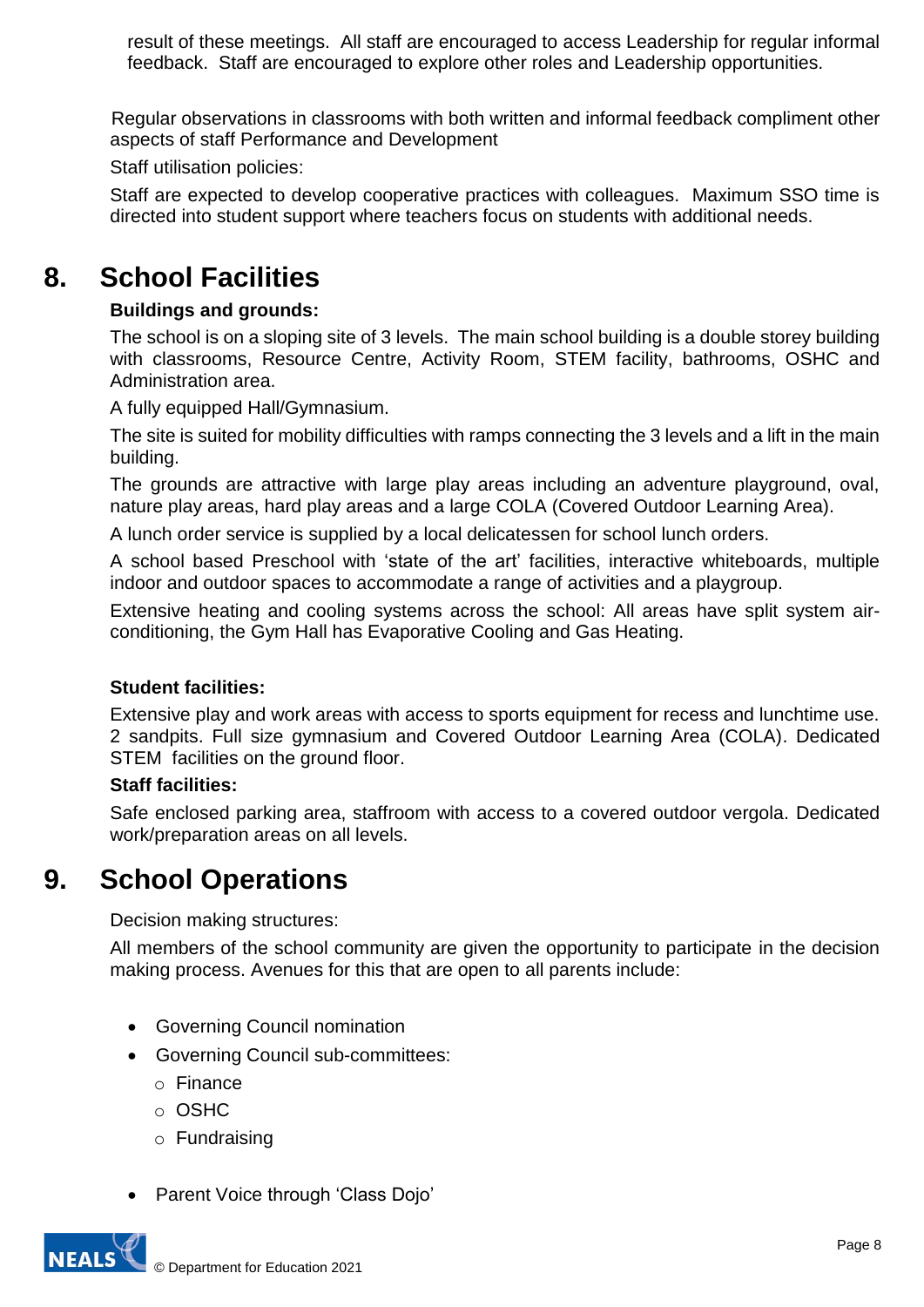result of these meetings. All staff are encouraged to access Leadership for regular informal feedback. Staff are encouraged to explore other roles and Leadership opportunities.

Regular observations in classrooms with both written and informal feedback compliment other aspects of staff Performance and Development

Staff utilisation policies:

Staff are expected to develop cooperative practices with colleagues. Maximum SSO time is directed into student support where teachers focus on students with additional needs.

# 8. School Facilities

**Buildings and grounds:**

The school is on a sloping site of 3 levels. The main school building is a double storey building with classrooms, Resource Centre, Activity Room, STEM facility, bathrooms, OSHC and Administration area.

A fully equipped Hall/Gymnasium.

The site is suited for mobility difficulties with ramps connecting the 3 levels and a lift in the main building.

The grounds are attractive with large play areas including an adventure playground, oval, nature play areas, hard play areas and a large COLA (Covered Outdoor Learning Area).

A lunch order service is supplied by a local delicatessen for school lunch orders.

A school based Preschool with 'state of the art' facilities, interactive whiteboards, multiple indoor and outdoor spaces to accommodate a range of activities and a playgroup.

Extensive heating and cooling systems across the school: All areas have split system air-conditioning, the Gym Hall has Evaporative Cooling and Gas Heating.

**Student facilities:**

Extensive play and work areas with access to sports equipment for recess and lunchtime use. 2 sandpits. Full size gymnasium and Covered Outdoor Learning Area (COLA). Dedicated STEM facilities on the ground floor.

**Staff facilities:**

Safe enclosed parking area, staffroom with access to a covered outdoor vergola. Dedicated work/preparation areas on all levels.

# 9. School Operations

Decision making structures:

All members of the school community are given the opportunity to participate in the decision making process. Avenues for this that are open to all parents include:

- Governing Council nomination
- Governing Council sub-committees:
  - Finance
  - OSHC
  - Fundraising

- Parent Voice through 'Class Dojo'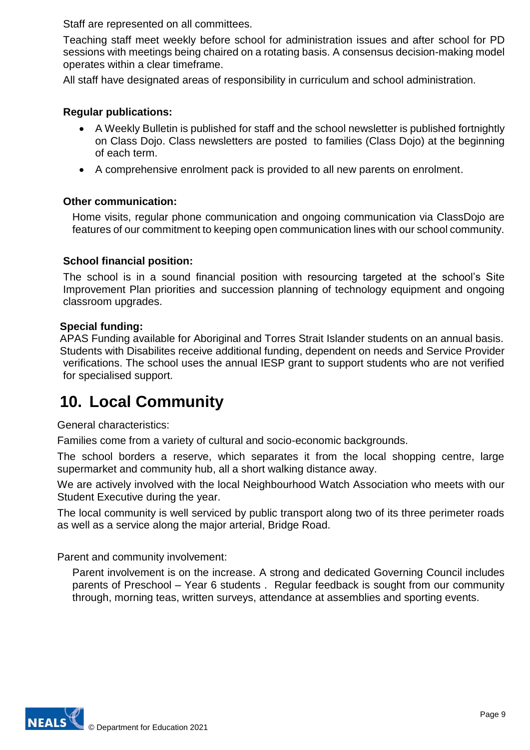Staff are represented on all committees.

Teaching staff meet weekly before school for administration issues and after school for PD sessions with meetings being chaired on a rotating basis. A consensus decision-making model operates within a clear timeframe.

All staff have designated areas of responsibility in curriculum and school administration.

**Regular publications:**

- A Weekly Bulletin is published for staff and the school newsletter is published fortnightly on Class Dojo. Class newsletters are posted to families (Class Dojo) at the beginning of each term.
- A comprehensive enrolment pack is provided to all new parents on enrolment.

**Other communication:**

Home visits, regular phone communication and ongoing communication via ClassDojo are features of our commitment to keeping open communication lines with our school community.

**School financial position:**

The school is in a sound financial position with resourcing targeted at the school's Site Improvement Plan priorities and succession planning of technology equipment and ongoing classroom upgrades.

**Special funding:**

APAS Funding available for Aboriginal and Torres Strait Islander students on an annual basis. Students with Disabilites receive additional funding, dependent on needs and Service Provider verifications. The school uses the annual IESP grant to support students who are not verified for specialised support.

# 10. Local Community

General characteristics:

Families come from a variety of cultural and socio-economic backgrounds.

The school borders a reserve, which separates it from the local shopping centre, large supermarket and community hub, all a short walking distance away.

We are actively involved with the local Neighbourhood Watch Association who meets with our Student Executive during the year.

The local community is well serviced by public transport along two of its three perimeter roads as well as a service along the major arterial, Bridge Road.

Parent and community involvement:

Parent involvement is on the increase. A strong and dedicated Governing Council includes parents of Preschool – Year 6 students . Regular feedback is sought from our community through, morning teas, written surveys, attendance at assemblies and sporting events.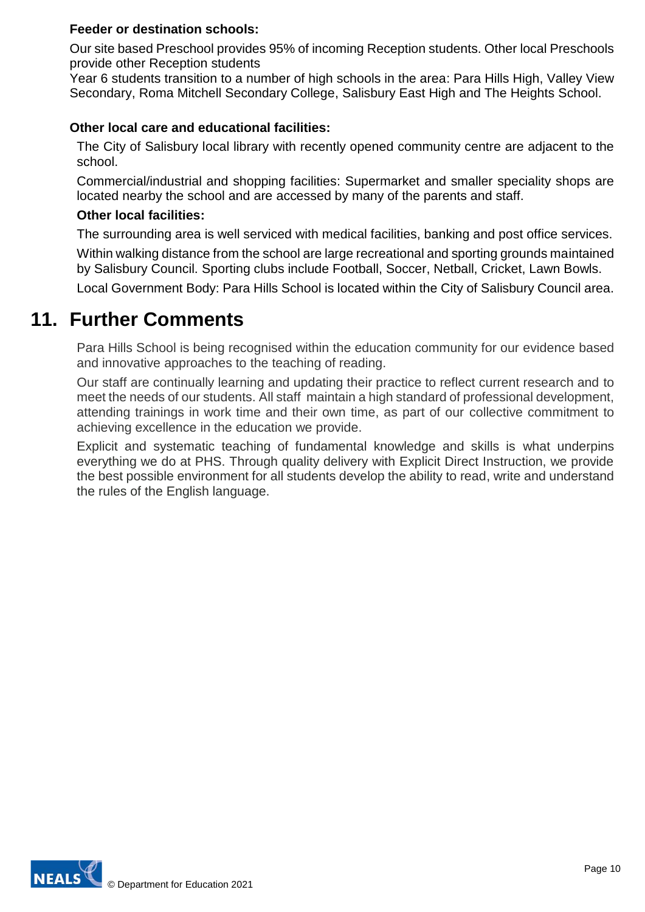**Feeder or destination schools:**

Our site based Preschool provides 95% of incoming Reception students. Other local Preschools provide other Reception students

Year 6 students transition to a number of high schools in the area: Para Hills High, Valley View Secondary, Roma Mitchell Secondary College, Salisbury East High and The Heights School.

**Other local care and educational facilities:**

The City of Salisbury local library with recently opened community centre are adjacent to the school.

Commercial/industrial and shopping facilities: Supermarket and smaller speciality shops are located nearby the school and are accessed by many of the parents and staff.

**Other local facilities:**

The surrounding area is well serviced with medical facilities, banking and post office services.

Within walking distance from the school are large recreational and sporting grounds maintained by Salisbury Council. Sporting clubs include Football, Soccer, Netball, Cricket, Lawn Bowls.

Local Government Body: Para Hills School is located within the City of Salisbury Council area.

## 11. Further Comments

Para Hills School is being recognised within the education community for our evidence based and innovative approaches to the teaching of reading.

Our staff are continually learning and updating their practice to reflect current research and to meet the needs of our students. All staff maintain a high standard of professional development, attending trainings in work time and their own time, as part of our collective commitment to achieving excellence in the education we provide.

Explicit and systematic teaching of fundamental knowledge and skills is what underpins everything we do at PHS. Through quality delivery with Explicit Direct Instruction, we provide the best possible environment for all students develop the ability to read, write and understand the rules of the English language.